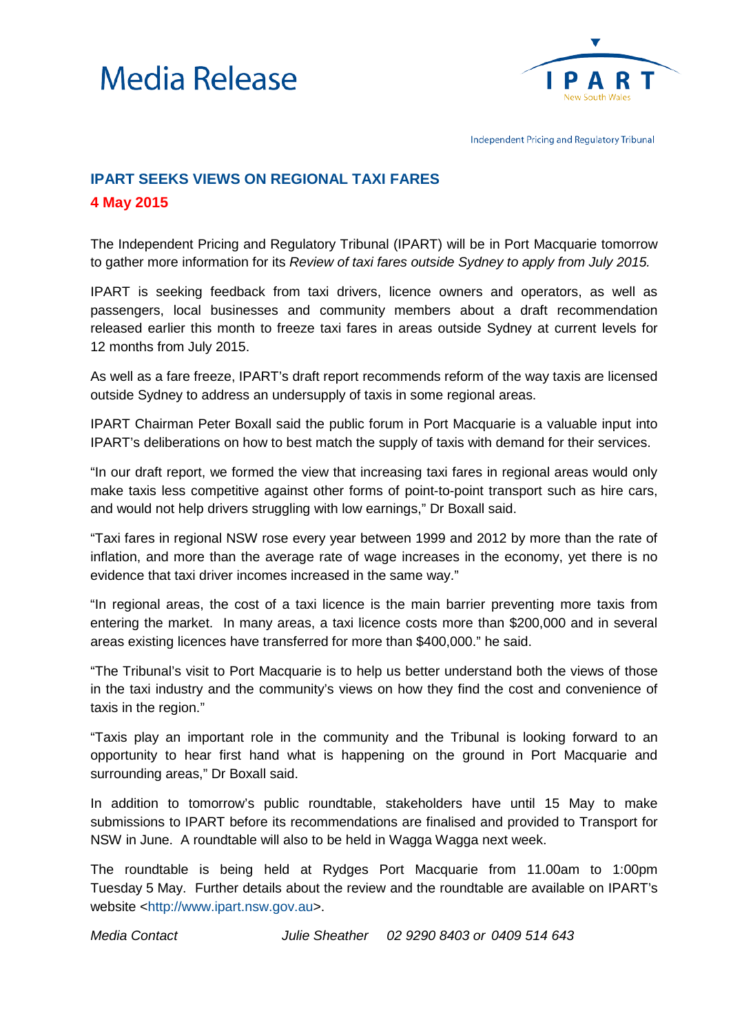# Media Release

IPART New South Wales

Independent Pricing and Regulatory Tribunal

## IPART SEEKS VIEWS ON REGIONAL TAXI FARES

**4 May 2015**

The Independent Pricing and Regulatory Tribunal (IPART) will be in Port Macquarie tomorrow to gather more information for its *Review of taxi fares outside Sydney to apply from July 2015.*

IPART is seeking feedback from taxi drivers, licence owners and operators, as well as passengers, local businesses and community members about a draft recommendation released earlier this month to freeze taxi fares in areas outside Sydney at current levels for 12 months from July 2015.

As well as a fare freeze, IPART's draft report recommends reform of the way taxis are licensed outside Sydney to address an undersupply of taxis in some regional areas.

IPART Chairman Peter Boxall said the public forum in Port Macquarie is a valuable input into IPART's deliberations on how to best match the supply of taxis with demand for their services.

"In our draft report, we formed the view that increasing taxi fares in regional areas would only make taxis less competitive against other forms of point-to-point transport such as hire cars, and would not help drivers struggling with low earnings," Dr Boxall said.

"Taxi fares in regional NSW rose every year between 1999 and 2012 by more than the rate of inflation, and more than the average rate of wage increases in the economy, yet there is no evidence that taxi driver incomes increased in the same way."

"In regional areas, the cost of a taxi licence is the main barrier preventing more taxis from entering the market. In many areas, a taxi licence costs more than $200,000 and in several areas existing licences have transferred for more than $400,000." he said.

"The Tribunal's visit to Port Macquarie is to help us better understand both the views of those in the taxi industry and the community's views on how they find the cost and convenience of taxis in the region."

"Taxis play an important role in the community and the Tribunal is looking forward to an opportunity to hear first hand what is happening on the ground in Port Macquarie and surrounding areas," Dr Boxall said.

In addition to tomorrow's public roundtable, stakeholders have until 15 May to make submissions to IPART before its recommendations are finalised and provided to Transport for NSW in June. A roundtable will also to be held in Wagga Wagga next week.

The roundtable is being held at Rydges Port Macquarie from 11.00am to 1:00pm Tuesday 5 May. Further details about the review and the roundtable are available on IPART's website <http://www.ipart.nsw.gov.au>.

*Media Contact* *Julie Sheather* *02 9290 8403 or 0409 514 643*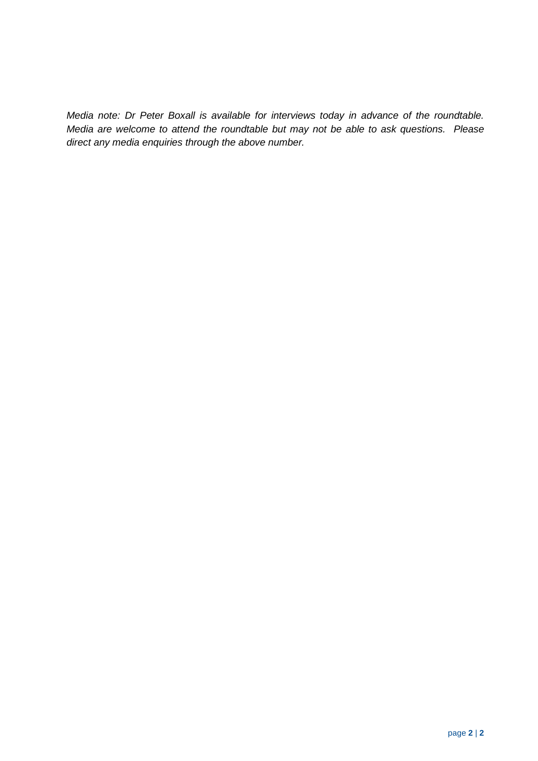*Media note: Dr Peter Boxall is available for interviews today in advance of the roundtable. Media are welcome to attend the roundtable but may not be able to ask questions. Please direct any media enquiries through the above number.*